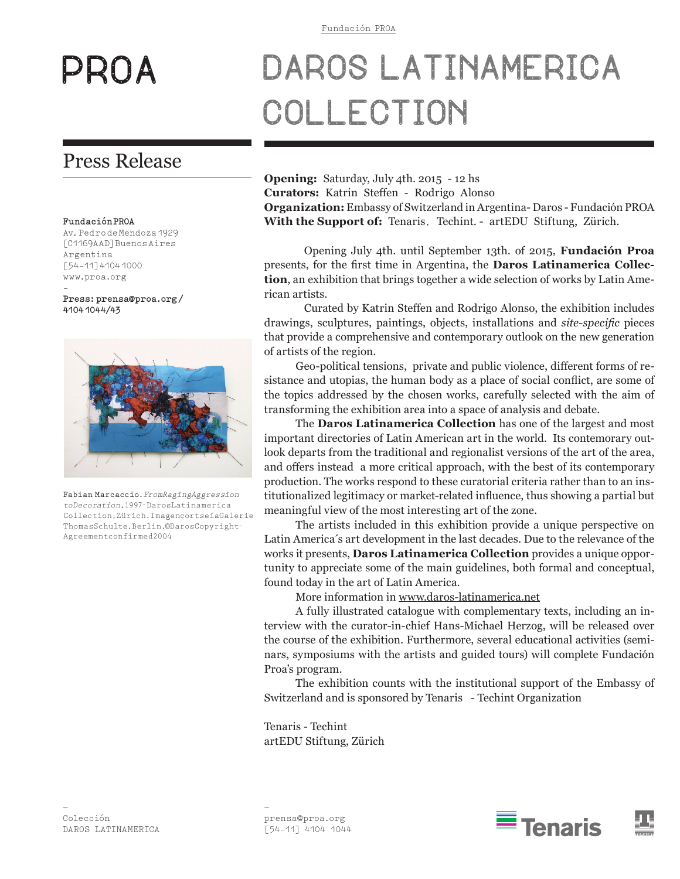# PROA

# DAROS LATINAMERICA COLLECTION

## Press Release

**Fundación PROA**
Av. Pedro de Mendoza 1929
[C1169AAD] Buenos Aires
Argentina
[54-11] 4104 1000
www.proa.org
-
**Press: prensa@proa.org / 4104 1044/43**

Fabian Marcaccio. *From Raging Aggression to Decoration*, 1997 - Daros Latinamerica Collection, Zürich. Imagen cortseía Galerie Thomas Schulte, Berlin. ©Daros Copyright-Agreement confirmed 2004

**Opening:** Saturday, July 4th. 2015 - 12 hs
**Curators:** Katrin Steffen - Rodrigo Alonso
**Organization:** Embassy of Switzerland in Argentina- Daros - Fundación PROA
**With the Support of:** Tenaris, Techint. - artEDU Stiftung, Zürich.

Opening July 4th. until September 13th. of 2015, **Fundación Proa** presents, for the first time in Argentina, the **Daros Latinamerica Collection**, an exhibition that brings together a wide selection of works by Latin American artists.

Curated by Katrin Steffen and Rodrigo Alonso, the exhibition includes drawings, sculptures, paintings, objects, installations and *site-specific* pieces that provide a comprehensive and contemporary outlook on the new generation of artists of the region.

Geo-political tensions, private and public violence, different forms of resistance and utopias, the human body as a place of social conflict, are some of the topics addressed by the chosen works, carefully selected with the aim of transforming the exhibition area into a space of analysis and debate.

The **Daros Latinamerica Collection** has one of the largest and most important directories of Latin American art in the world. Its contemorary outlook departs from the traditional and regionalist versions of the art of the area, and offers instead a more critical approach, with the best of its contemporary production. The works respond to these curatorial criteria rather than to an institutionalized legitimacy or market-related influence, thus showing a partial but meaningful view of the most interesting art of the zone.

The artists included in this exhibition provide a unique perspective on Latin America´s art development in the last decades. Due to the relevance of the works it presents, **Daros Latinamerica Collection** provides a unique opportunity to appreciate some of the main guidelines, both formal and conceptual, found today in the art of Latin America.

More information in www.daros-latinamerica.net

A fully illustrated catalogue with complementary texts, including an interview with the curator-in-chief Hans-Michael Herzog, will be released over the course of the exhibition. Furthermore, several educational activities (seminars, symposiums with the artists and guided tours) will complete Fundación Proa's program.

The exhibition counts with the institutional support of the Embassy of Switzerland and is sponsored by Tenaris - Techint Organization

Tenaris - Techint
artEDU Stiftung, Zürich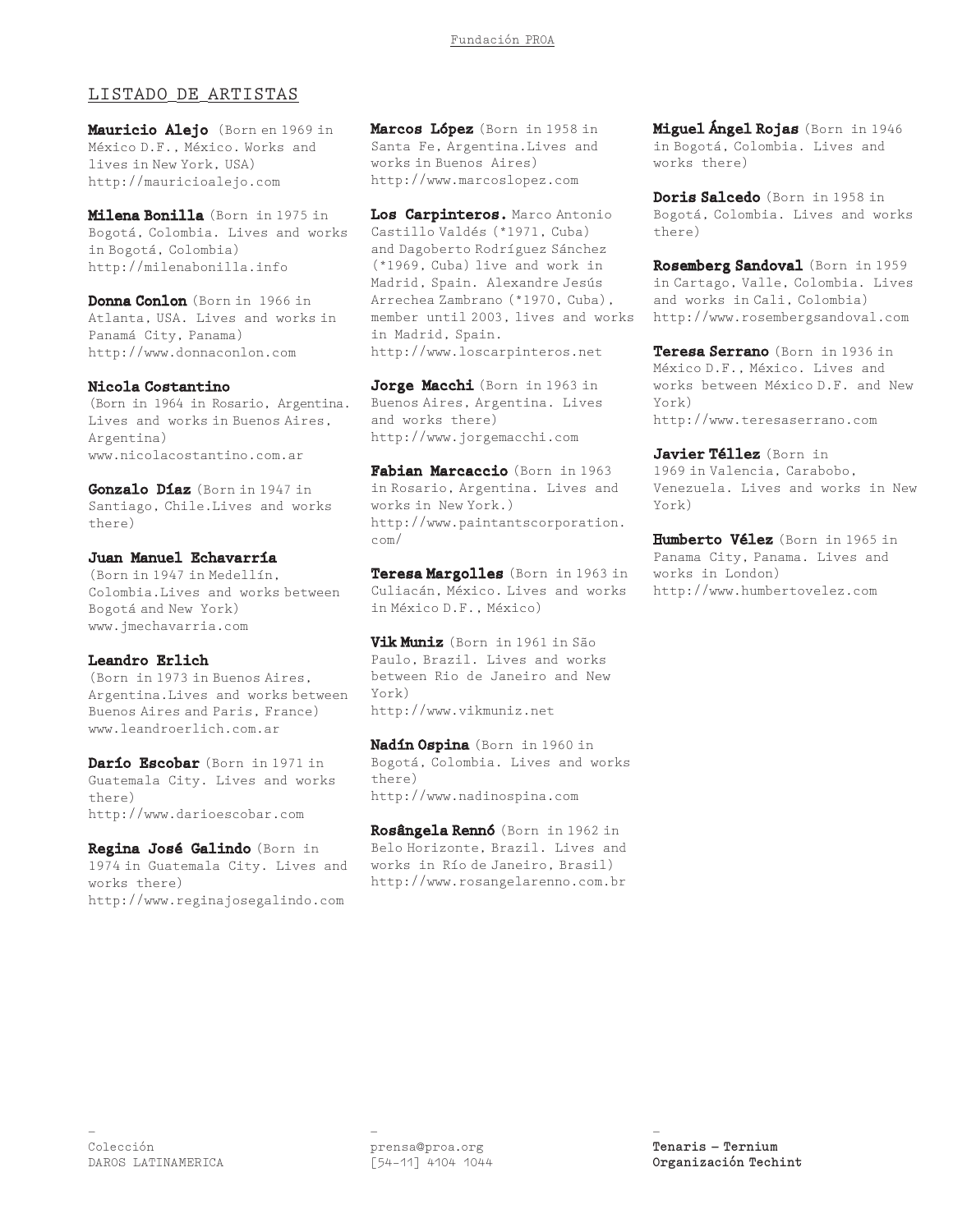## LISTADO DE ARTISTAS

**Mauricio Alejo** (Born en 1969 in México D.F., México. Works and lives in New York, USA)
http://mauricioalejo.com

**Milena Bonilla** (Born in 1975 in Bogotá, Colombia. Lives and works in Bogotá, Colombia)
http://milenabonilla.info

**Donna Conlon** (Born in 1966 in Atlanta, USA. Lives and works in Panamá City, Panama)
http://www.donnaconlon.com

**Nicola Costantino**
(Born in 1964 in Rosario, Argentina. Lives and works in Buenos Aires, Argentina)
www.nicolacostantino.com.ar

**Gonzalo Díaz** (Born in 1947 in Santiago, Chile.Lives and works there)

**Juan Manuel Echavarría**
(Born in 1947 in Medellín, Colombia.Lives and works between Bogotá and New York)
www.jmechavarria.com

**Leandro Erlich**
(Born in 1973 in Buenos Aires, Argentina.Lives and works between Buenos Aires and Paris, France)
www.leandroerlich.com.ar

**Darío Escobar** (Born in 1971 in Guatemala City. Lives and works there)
http://www.darioescobar.com

**Regina José Galindo** (Born in 1974 in Guatemala City. Lives and works there)
http://www.reginajosegalindo.com

**Marcos López** (Born in 1958 in Santa Fe, Argentina.Lives and works in Buenos Aires)
http://www.marcoslopez.com

**Los Carpinteros.** Marco Antonio Castillo Valdés (*1971, Cuba) and Dagoberto Rodríguez Sánchez (*1969, Cuba) live and work in Madrid, Spain. Alexandre Jesús Arrechea Zambrano (*1970, Cuba), member until 2003, lives and works in Madrid, Spain.
http://www.loscarpinteros.net

**Jorge Macchi** (Born in 1963 in Buenos Aires, Argentina. Lives and works there)
http://www.jorgemacchi.com

**Fabian Marcaccio** (Born in 1963 in Rosario, Argentina. Lives and works in New York.)
http://www.paintantscorporation.com/

**Teresa Margolles** (Born in 1963 in Culiacán, México. Lives and works in México D.F., México)

**Vik Muniz** (Born in 1961 in São Paulo, Brazil. Lives and works between Rio de Janeiro and New York)
http://www.vikmuniz.net

**Nadín Ospina** (Born in 1960 in Bogotá, Colombia. Lives and works there)
http://www.nadinospina.com

**Rosângela Rennó** (Born in 1962 in Belo Horizonte, Brazil. Lives and works in Río de Janeiro, Brasil)
http://www.rosangelarenno.com.br

**Miguel Ángel Rojas** (Born in 1946 in Bogotá, Colombia. Lives and works there)

**Doris Salcedo** (Born in 1958 in Bogotá, Colombia. Lives and works there)

**Rosemberg Sandoval** (Born in 1959 in Cartago, Valle, Colombia. Lives and works in Cali, Colombia)
http://www.rosembergsandoval.com

**Teresa Serrano** (Born in 1936 in México D.F., México. Lives and works between México D.F. and New York)
http://www.teresaserrano.com

**Javier Téllez** (Born in 1969 in Valencia, Carabobo, Venezuela. Lives and works in New York)

**Humberto Vélez** (Born in 1965 in Panama City, Panama. Lives and works in London)
http://www.humbertovelez.com